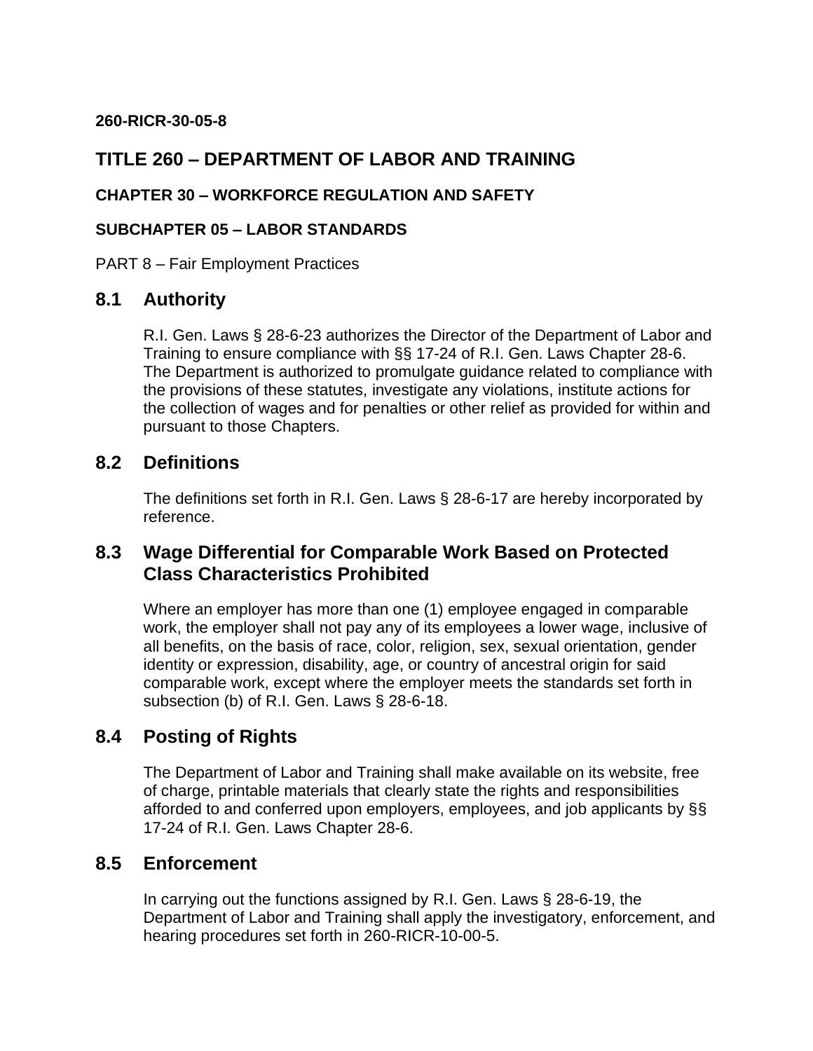**260-RICR-30-05-8**

# TITLE 260 – DEPARTMENT OF LABOR AND TRAINING

### CHAPTER 30 – WORKFORCE REGULATION AND SAFETY

### SUBCHAPTER 05 – LABOR STANDARDS

PART 8 – Fair Employment Practices

## 8.1 Authority

R.I. Gen. Laws § 28-6-23 authorizes the Director of the Department of Labor and Training to ensure compliance with §§ 17-24 of R.I. Gen. Laws Chapter 28-6. The Department is authorized to promulgate guidance related to compliance with the provisions of these statutes, investigate any violations, institute actions for the collection of wages and for penalties or other relief as provided for within and pursuant to those Chapters.

## 8.2 Definitions

The definitions set forth in R.I. Gen. Laws § 28-6-17 are hereby incorporated by reference.

## 8.3 Wage Differential for Comparable Work Based on Protected Class Characteristics Prohibited

Where an employer has more than one (1) employee engaged in comparable work, the employer shall not pay any of its employees a lower wage, inclusive of all benefits, on the basis of race, color, religion, sex, sexual orientation, gender identity or expression, disability, age, or country of ancestral origin for said comparable work, except where the employer meets the standards set forth in subsection (b) of R.I. Gen. Laws § 28-6-18.

## 8.4 Posting of Rights

The Department of Labor and Training shall make available on its website, free of charge, printable materials that clearly state the rights and responsibilities afforded to and conferred upon employers, employees, and job applicants by §§ 17-24 of R.I. Gen. Laws Chapter 28-6.

## 8.5 Enforcement

In carrying out the functions assigned by R.I. Gen. Laws § 28-6-19, the Department of Labor and Training shall apply the investigatory, enforcement, and hearing procedures set forth in 260-RICR-10-00-5.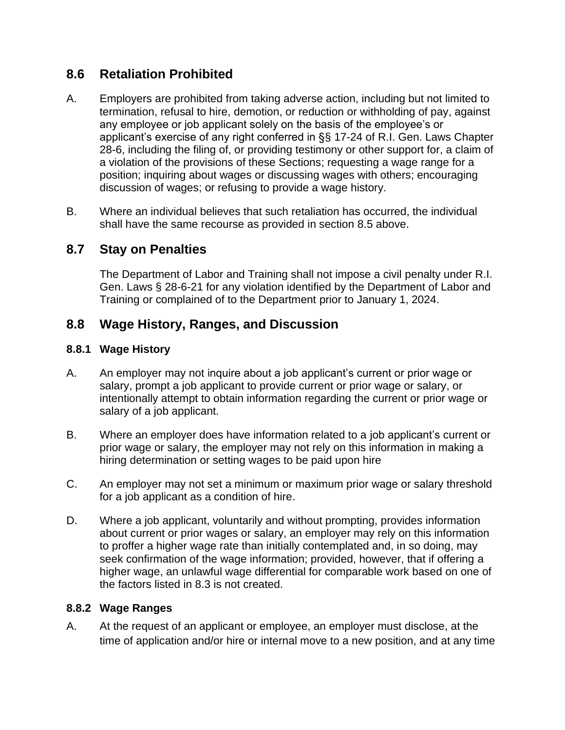## 8.6 Retaliation Prohibited

A. Employers are prohibited from taking adverse action, including but not limited to termination, refusal to hire, demotion, or reduction or withholding of pay, against any employee or job applicant solely on the basis of the employee's or applicant's exercise of any right conferred in §§ 17-24 of R.I. Gen. Laws Chapter 28-6, including the filing of, or providing testimony or other support for, a claim of a violation of the provisions of these Sections; requesting a wage range for a position; inquiring about wages or discussing wages with others; encouraging discussion of wages; or refusing to provide a wage history.

B. Where an individual believes that such retaliation has occurred, the individual shall have the same recourse as provided in section 8.5 above.

## 8.7 Stay on Penalties

The Department of Labor and Training shall not impose a civil penalty under R.I. Gen. Laws § 28-6-21 for any violation identified by the Department of Labor and Training or complained of to the Department prior to January 1, 2024.

## 8.8 Wage History, Ranges, and Discussion

### 8.8.1 Wage History

A. An employer may not inquire about a job applicant's current or prior wage or salary, prompt a job applicant to provide current or prior wage or salary, or intentionally attempt to obtain information regarding the current or prior wage or salary of a job applicant.

B. Where an employer does have information related to a job applicant's current or prior wage or salary, the employer may not rely on this information in making a hiring determination or setting wages to be paid upon hire

C. An employer may not set a minimum or maximum prior wage or salary threshold for a job applicant as a condition of hire.

D. Where a job applicant, voluntarily and without prompting, provides information about current or prior wages or salary, an employer may rely on this information to proffer a higher wage rate than initially contemplated and, in so doing, may seek confirmation of the wage information; provided, however, that if offering a higher wage, an unlawful wage differential for comparable work based on one of the factors listed in 8.3 is not created.

### 8.8.2 Wage Ranges

A. At the request of an applicant or employee, an employer must disclose, at the time of application and/or hire or internal move to a new position, and at any time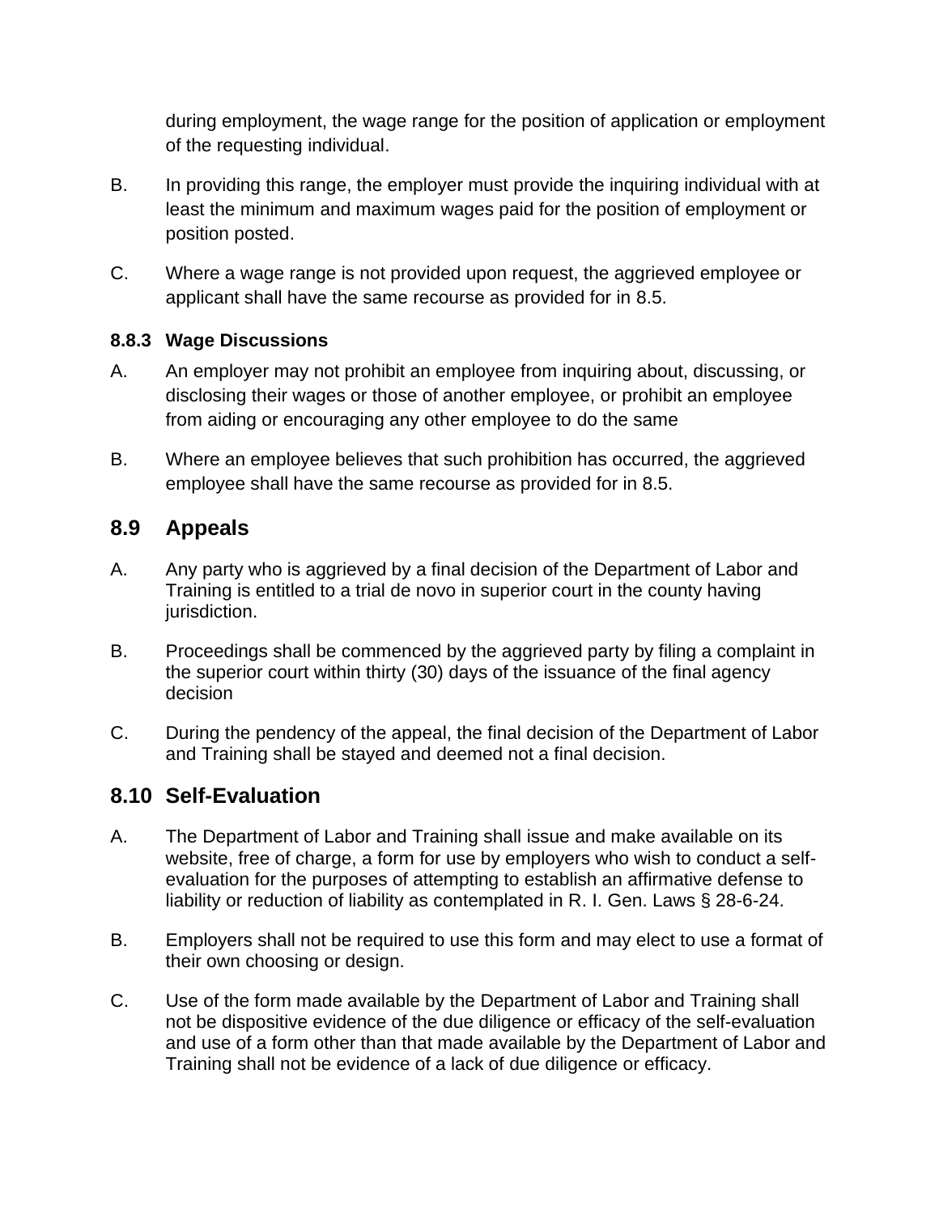during employment, the wage range for the position of application or employment of the requesting individual.

B. In providing this range, the employer must provide the inquiring individual with at least the minimum and maximum wages paid for the position of employment or position posted.

C. Where a wage range is not provided upon request, the aggrieved employee or applicant shall have the same recourse as provided for in 8.5.

#### 8.8.3 Wage Discussions

A. An employer may not prohibit an employee from inquiring about, discussing, or disclosing their wages or those of another employee, or prohibit an employee from aiding or encouraging any other employee to do the same

B. Where an employee believes that such prohibition has occurred, the aggrieved employee shall have the same recourse as provided for in 8.5.

## 8.9 Appeals

A. Any party who is aggrieved by a final decision of the Department of Labor and Training is entitled to a trial de novo in superior court in the county having jurisdiction.

B. Proceedings shall be commenced by the aggrieved party by filing a complaint in the superior court within thirty (30) days of the issuance of the final agency decision

C. During the pendency of the appeal, the final decision of the Department of Labor and Training shall be stayed and deemed not a final decision.

## 8.10 Self-Evaluation

A. The Department of Labor and Training shall issue and make available on its website, free of charge, a form for use by employers who wish to conduct a self-evaluation for the purposes of attempting to establish an affirmative defense to liability or reduction of liability as contemplated in R. I. Gen. Laws § 28-6-24.

B. Employers shall not be required to use this form and may elect to use a format of their own choosing or design.

C. Use of the form made available by the Department of Labor and Training shall not be dispositive evidence of the due diligence or efficacy of the self-evaluation and use of a form other than that made available by the Department of Labor and Training shall not be evidence of a lack of due diligence or efficacy.